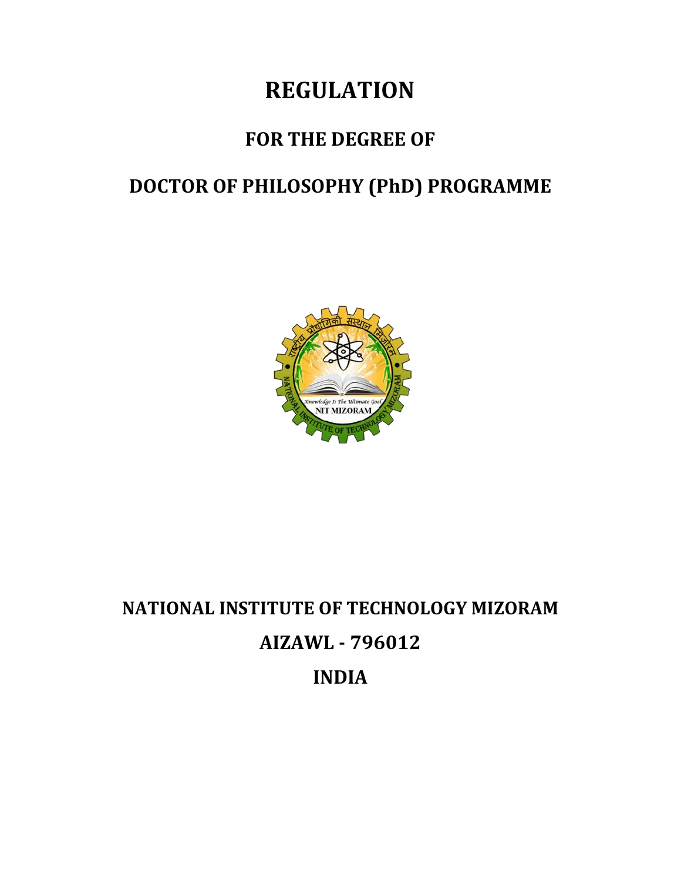# REGULATION

## FOR THE DEGREE OF

## DOCTOR OF PHILOSOPHY (PhD) PROGRAMME

## NATIONAL INSTITUTE OF TECHNOLOGY MIZORAM

## AIZAWL - 796012

## INDIA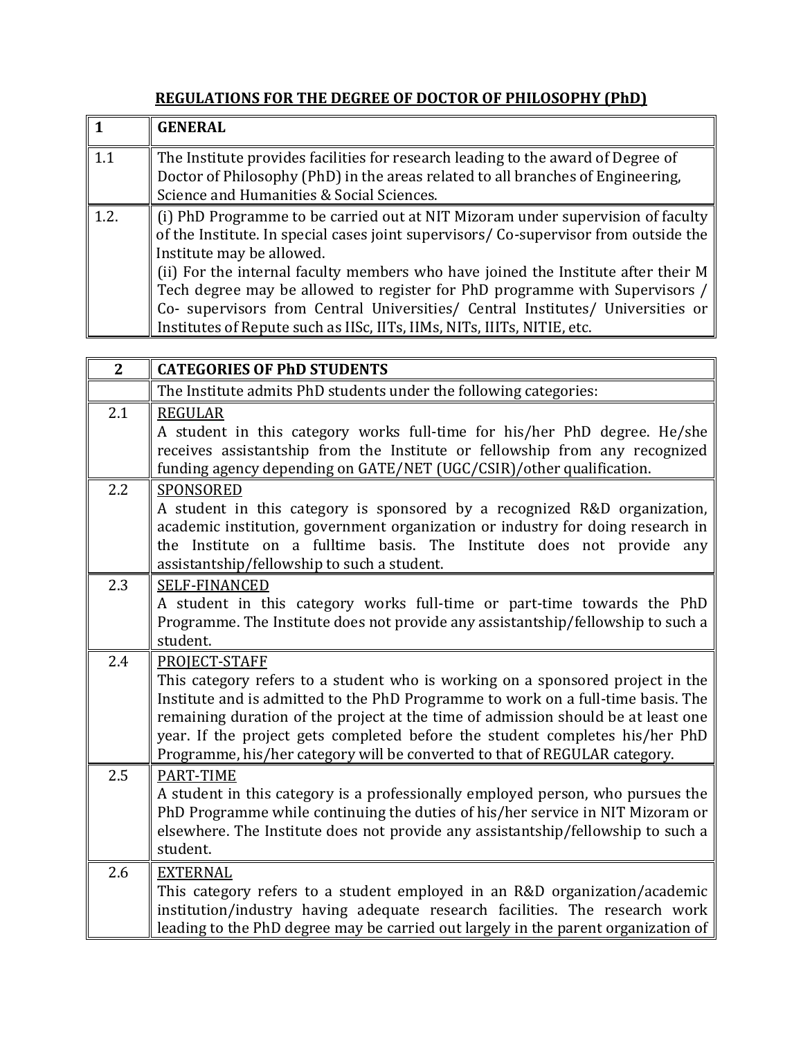# REGULATIONS FOR THE DEGREE OF DOCTOR OF PHILOSOPHY (PhD)

| 1 | GENERAL |
|---|---|
| 1.1 | The Institute provides facilities for research leading to the award of Degree of Doctor of Philosophy (PhD) in the areas related to all branches of Engineering, Science and Humanities & Social Sciences. |
| 1.2. | (i) PhD Programme to be carried out at NIT Mizoram under supervision of faculty of the Institute. In special cases joint supervisors/ Co-supervisor from outside the Institute may be allowed.<br>(ii) For the internal faculty members who have joined the Institute after their M Tech degree may be allowed to register for PhD programme with Supervisors / Co- supervisors from Central Universities/ Central Institutes/ Universities or Institutes of Repute such as IISc, IITs, IIMs, NITs, IIITs, NITIE, etc. |

| 2 | CATEGORIES OF PhD STUDENTS |
|---|---|
| | The Institute admits PhD students under the following categories: |
| 2.1 | REGULAR<br>A student in this category works full-time for his/her PhD degree. He/she receives assistantship from the Institute or fellowship from any recognized funding agency depending on GATE/NET (UGC/CSIR)/other qualification. |
| 2.2 | SPONSORED<br>A student in this category is sponsored by a recognized R&D organization, academic institution, government organization or industry for doing research in the Institute on a fulltime basis. The Institute does not provide any assistantship/fellowship to such a student. |
| 2.3 | SELF-FINANCED<br>A student in this category works full-time or part-time towards the PhD Programme. The Institute does not provide any assistantship/fellowship to such a student. |
| 2.4 | PROJECT-STAFF<br>This category refers to a student who is working on a sponsored project in the Institute and is admitted to the PhD Programme to work on a full-time basis. The remaining duration of the project at the time of admission should be at least one year. If the project gets completed before the student completes his/her PhD Programme, his/her category will be converted to that of REGULAR category. |
| 2.5 | PART-TIME<br>A student in this category is a professionally employed person, who pursues the PhD Programme while continuing the duties of his/her service in NIT Mizoram or elsewhere. The Institute does not provide any assistantship/fellowship to such a student. |
| 2.6 | EXTERNAL<br>This category refers to a student employed in an R&D organization/academic institution/industry having adequate research facilities. The research work leading to the PhD degree may be carried out largely in the parent organization of |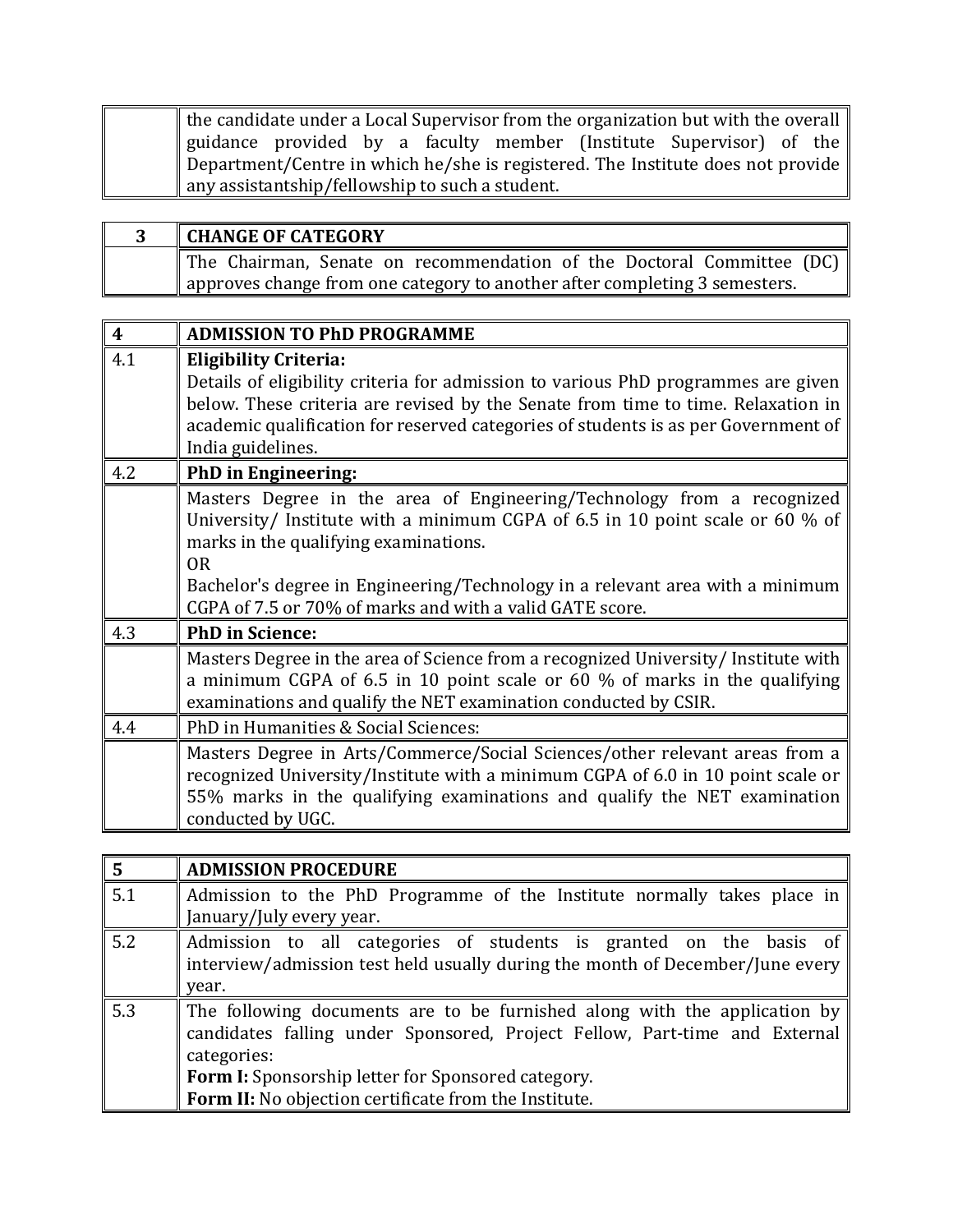| | |
|---|---|
| | the candidate under a Local Supervisor from the organization but with the overall guidance provided by a faculty member (Institute Supervisor) of the Department/Centre in which he/she is registered. The Institute does not provide any assistantship/fellowship to such a student. |

| **3** | **CHANGE OF CATEGORY** |
|---|---|
| | The Chairman, Senate on recommendation of the Doctoral Committee (DC) approves change from one category to another after completing 3 semesters. |

| **4** | **ADMISSION TO PhD PROGRAMME** |
|---|---|
| 4.1 | **Eligibility Criteria:**<br>Details of eligibility criteria for admission to various PhD programmes are given below. These criteria are revised by the Senate from time to time. Relaxation in academic qualification for reserved categories of students is as per Government of India guidelines. |
| 4.2 | **PhD in Engineering:** |
| | Masters Degree in the area of Engineering/Technology from a recognized University/ Institute with a minimum CGPA of 6.5 in 10 point scale or 60 % of marks in the qualifying examinations.<br>OR<br>Bachelor's degree in Engineering/Technology in a relevant area with a minimum CGPA of 7.5 or 70% of marks and with a valid GATE score. |
| 4.3 | **PhD in Science:** |
| | Masters Degree in the area of Science from a recognized University/ Institute with a minimum CGPA of 6.5 in 10 point scale or 60 % of marks in the qualifying examinations and qualify the NET examination conducted by CSIR. |
| 4.4 | PhD in Humanities & Social Sciences: |
| | Masters Degree in Arts/Commerce/Social Sciences/other relevant areas from a recognized University/Institute with a minimum CGPA of 6.0 in 10 point scale or 55% marks in the qualifying examinations and qualify the NET examination conducted by UGC. |

| **5** | **ADMISSION PROCEDURE** |
|---|---|
| 5.1 | Admission to the PhD Programme of the Institute normally takes place in January/July every year. |
| 5.2 | Admission to all categories of students is granted on the basis of interview/admission test held usually during the month of December/June every year. |
| 5.3 | The following documents are to be furnished along with the application by candidates falling under Sponsored, Project Fellow, Part-time and External categories:<br>**Form I:** Sponsorship letter for Sponsored category.<br>**Form II:** No objection certificate from the Institute. |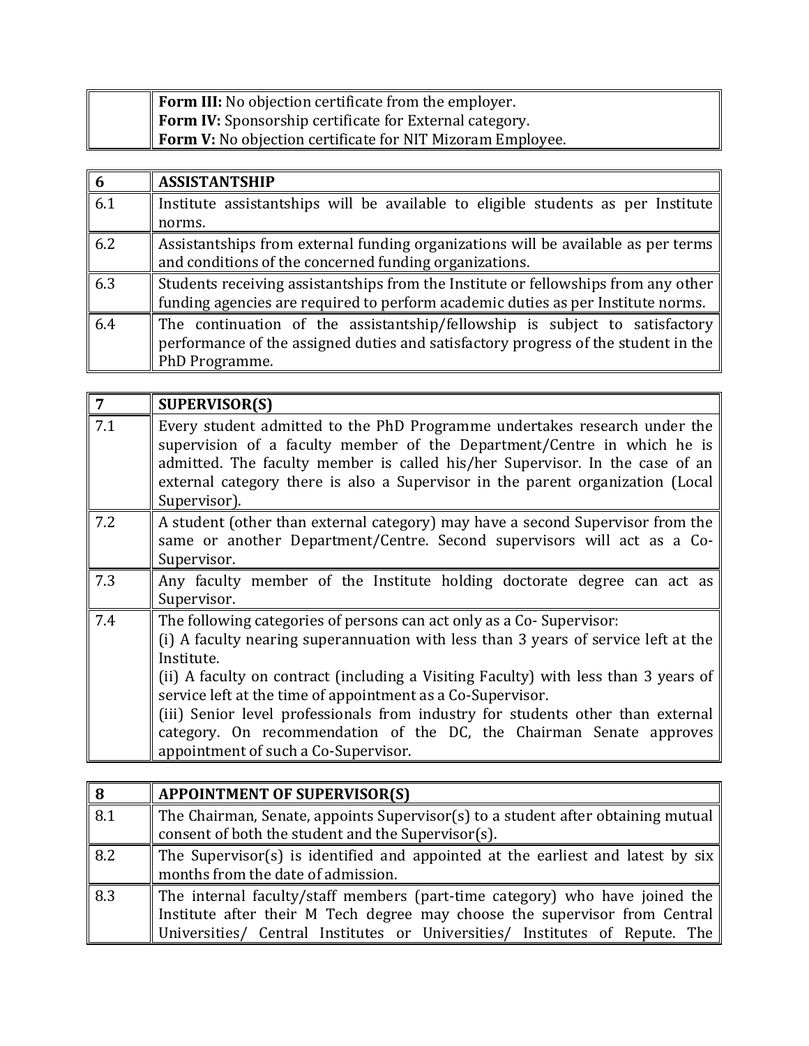| | |
|---|---|
| | **Form III:** No objection certificate from the employer.<br>**Form IV:** Sponsorship certificate for External category.<br>**Form V:** No objection certificate for NIT Mizoram Employee. |

| **6** | **ASSISTANTSHIP** |
|---|---|
| 6.1 | Institute assistantships will be available to eligible students as per Institute norms. |
| 6.2 | Assistantships from external funding organizations will be available as per terms and conditions of the concerned funding organizations. |
| 6.3 | Students receiving assistantships from the Institute or fellowships from any other funding agencies are required to perform academic duties as per Institute norms. |
| 6.4 | The continuation of the assistantship/fellowship is subject to satisfactory performance of the assigned duties and satisfactory progress of the student in the PhD Programme. |

| **7** | **SUPERVISOR(S)** |
|---|---|
| 7.1 | Every student admitted to the PhD Programme undertakes research under the supervision of a faculty member of the Department/Centre in which he is admitted. The faculty member is called his/her Supervisor. In the case of an external category there is also a Supervisor in the parent organization (Local Supervisor). |
| 7.2 | A student (other than external category) may have a second Supervisor from the same or another Department/Centre. Second supervisors will act as a Co-Supervisor. |
| 7.3 | Any faculty member of the Institute holding doctorate degree can act as Supervisor. |
| 7.4 | The following categories of persons can act only as a Co- Supervisor:<br>(i) A faculty nearing superannuation with less than 3 years of service left at the Institute.<br>(ii) A faculty on contract (including a Visiting Faculty) with less than 3 years of service left at the time of appointment as a Co-Supervisor.<br>(iii) Senior level professionals from industry for students other than external category. On recommendation of the DC, the Chairman Senate approves appointment of such a Co-Supervisor. |

| **8** | **APPOINTMENT OF SUPERVISOR(S)** |
|---|---|
| 8.1 | The Chairman, Senate, appoints Supervisor(s) to a student after obtaining mutual consent of both the student and the Supervisor(s). |
| 8.2 | The Supervisor(s) is identified and appointed at the earliest and latest by six months from the date of admission. |
| 8.3 | The internal faculty/staff members (part-time category) who have joined the Institute after their M Tech degree may choose the supervisor from Central Universities/ Central Institutes or Universities/ Institutes of Repute. The |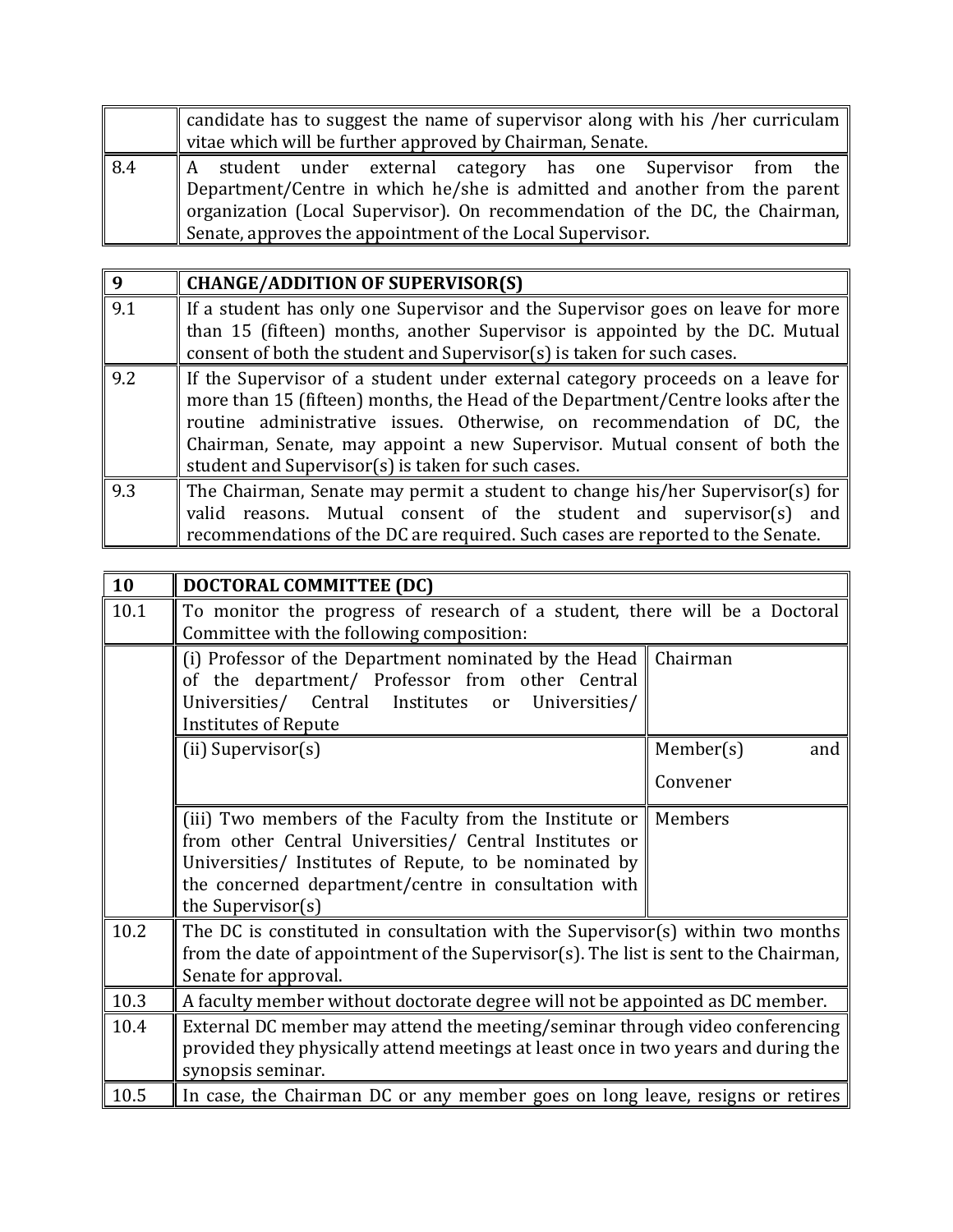|  |  |
|---|---|
|  | candidate has to suggest the name of supervisor along with his /her curriculam vitae which will be further approved by Chairman, Senate. |
| 8.4 | A student under external category has one Supervisor from the Department/Centre in which he/she is admitted and another from the parent organization (Local Supervisor). On recommendation of the DC, the Chairman, Senate, approves the appointment of the Local Supervisor. |

| 9 | CHANGE/ADDITION OF SUPERVISOR(S) |
|---|---|
| 9.1 | If a student has only one Supervisor and the Supervisor goes on leave for more than 15 (fifteen) months, another Supervisor is appointed by the DC. Mutual consent of both the student and Supervisor(s) is taken for such cases. |
| 9.2 | If the Supervisor of a student under external category proceeds on a leave for more than 15 (fifteen) months, the Head of the Department/Centre looks after the routine administrative issues. Otherwise, on recommendation of DC, the Chairman, Senate, may appoint a new Supervisor. Mutual consent of both the student and Supervisor(s) is taken for such cases. |
| 9.3 | The Chairman, Senate may permit a student to change his/her Supervisor(s) for valid reasons. Mutual consent of the student and supervisor(s) and recommendations of the DC are required. Such cases are reported to the Senate. |

| 10 | DOCTORAL COMMITTEE (DC) | |
|---|---|---|
| 10.1 | To monitor the progress of research of a student, there will be a Doctoral Committee with the following composition: | |
|  | (i) Professor of the Department nominated by the Head of the department/ Professor from other Central Universities/ Central Institutes or Universities/ Institutes of Repute | Chairman |
|  | (ii) Supervisor(s) | Member(s) and Convener |
|  | (iii) Two members of the Faculty from the Institute or from other Central Universities/ Central Institutes or Universities/ Institutes of Repute, to be nominated by the concerned department/centre in consultation with the Supervisor(s) | Members |
| 10.2 | The DC is constituted in consultation with the Supervisor(s) within two months from the date of appointment of the Supervisor(s). The list is sent to the Chairman, Senate for approval. | |
| 10.3 | A faculty member without doctorate degree will not be appointed as DC member. | |
| 10.4 | External DC member may attend the meeting/seminar through video conferencing provided they physically attend meetings at least once in two years and during the synopsis seminar. | |
| 10.5 | In case, the Chairman DC or any member goes on long leave, resigns or retires | |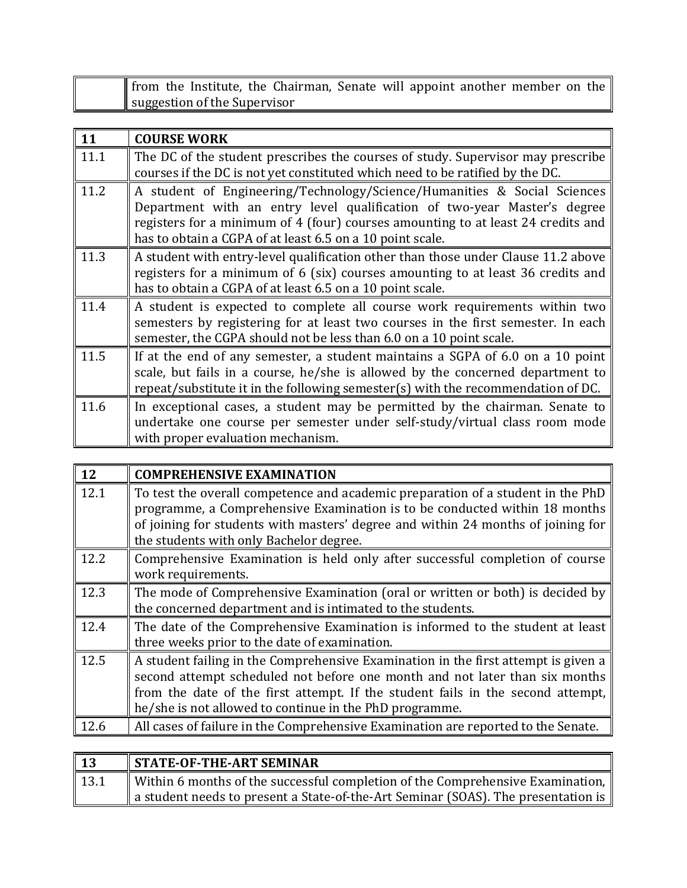|  | from the Institute, the Chairman, Senate will appoint another member on the suggestion of the Supervisor |
| --- | --- |

| 11 | **COURSE WORK** |
| --- | --- |
| 11.1 | The DC of the student prescribes the courses of study. Supervisor may prescribe courses if the DC is not yet constituted which need to be ratified by the DC. |
| 11.2 | A student of Engineering/Technology/Science/Humanities & Social Sciences Department with an entry level qualification of two-year Master's degree registers for a minimum of 4 (four) courses amounting to at least 24 credits and has to obtain a CGPA of at least 6.5 on a 10 point scale. |
| 11.3 | A student with entry-level qualification other than those under Clause 11.2 above registers for a minimum of 6 (six) courses amounting to at least 36 credits and has to obtain a CGPA of at least 6.5 on a 10 point scale. |
| 11.4 | A student is expected to complete all course work requirements within two semesters by registering for at least two courses in the first semester. In each semester, the CGPA should not be less than 6.0 on a 10 point scale. |
| 11.5 | If at the end of any semester, a student maintains a SGPA of 6.0 on a 10 point scale, but fails in a course, he/she is allowed by the concerned department to repeat/substitute it in the following semester(s) with the recommendation of DC. |
| 11.6 | In exceptional cases, a student may be permitted by the chairman. Senate to undertake one course per semester under self-study/virtual class room mode with proper evaluation mechanism. |

| 12 | **COMPREHENSIVE EXAMINATION** |
| --- | --- |
| 12.1 | To test the overall competence and academic preparation of a student in the PhD programme, a Comprehensive Examination is to be conducted within 18 months of joining for students with masters' degree and within 24 months of joining for the students with only Bachelor degree. |
| 12.2 | Comprehensive Examination is held only after successful completion of course work requirements. |
| 12.3 | The mode of Comprehensive Examination (oral or written or both) is decided by the concerned department and is intimated to the students. |
| 12.4 | The date of the Comprehensive Examination is informed to the student at least three weeks prior to the date of examination. |
| 12.5 | A student failing in the Comprehensive Examination in the first attempt is given a second attempt scheduled not before one month and not later than six months from the date of the first attempt. If the student fails in the second attempt, he/she is not allowed to continue in the PhD programme. |
| 12.6 | All cases of failure in the Comprehensive Examination are reported to the Senate. |

| 13 | **STATE-OF-THE-ART SEMINAR** |
| --- | --- |
| 13.1 | Within 6 months of the successful completion of the Comprehensive Examination, a student needs to present a State-of-the-Art Seminar (SOAS). The presentation is |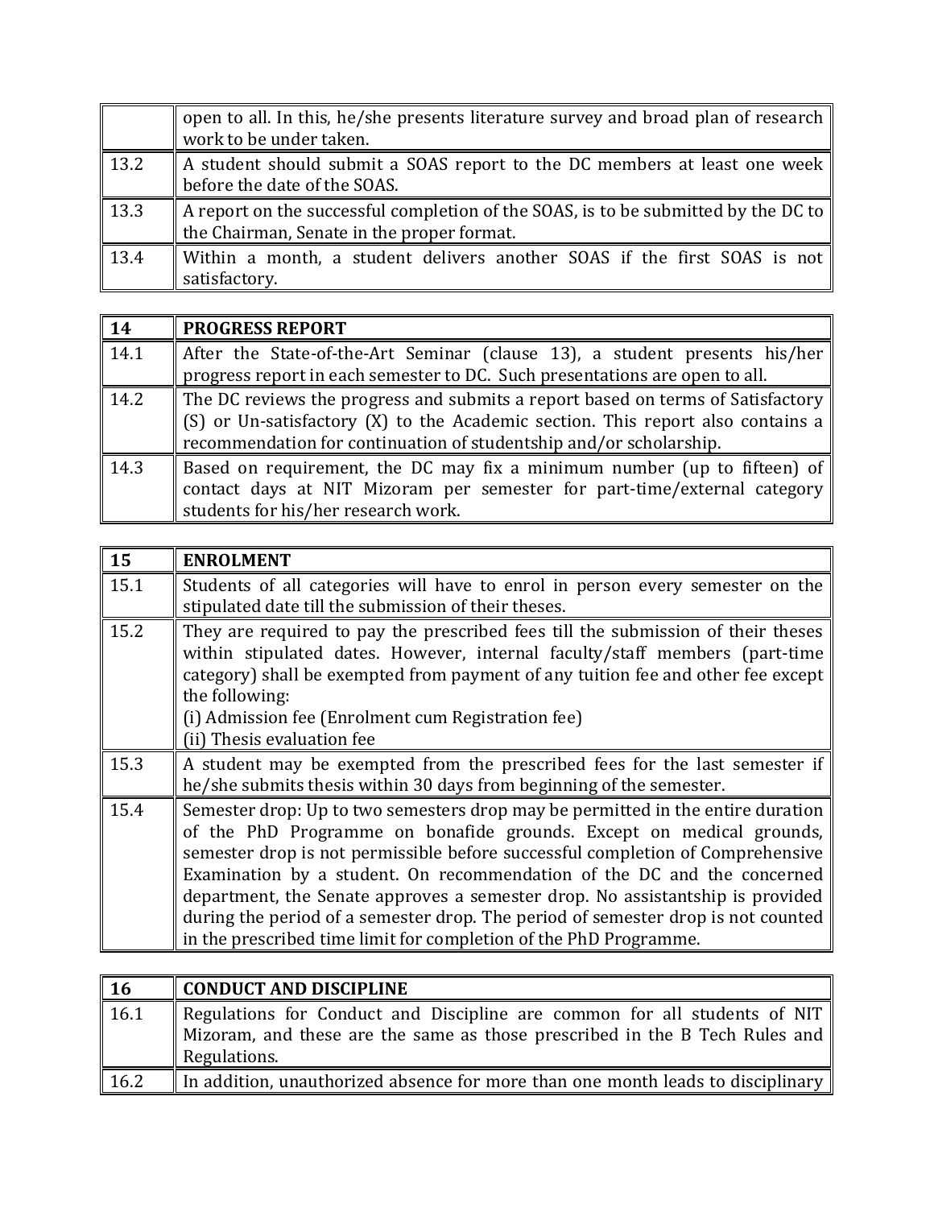| | |
|---|---|
| | open to all. In this, he/she presents literature survey and broad plan of research work to be under taken. |
| 13.2 | A student should submit a SOAS report to the DC members at least one week before the date of the SOAS. |
| 13.3 | A report on the successful completion of the SOAS, is to be submitted by the DC to the Chairman, Senate in the proper format. |
| 13.4 | Within a month, a student delivers another SOAS if the first SOAS is not satisfactory. |

| 14 | PROGRESS REPORT |
|---|---|
| 14.1 | After the State-of-the-Art Seminar (clause 13), a student presents his/her progress report in each semester to DC. Such presentations are open to all. |
| 14.2 | The DC reviews the progress and submits a report based on terms of Satisfactory (S) or Un-satisfactory (X) to the Academic section. This report also contains a recommendation for continuation of studentship and/or scholarship. |
| 14.3 | Based on requirement, the DC may fix a minimum number (up to fifteen) of contact days at NIT Mizoram per semester for part-time/external category students for his/her research work. |

| 15 | ENROLMENT |
|---|---|
| 15.1 | Students of all categories will have to enrol in person every semester on the stipulated date till the submission of their theses. |
| 15.2 | They are required to pay the prescribed fees till the submission of their theses within stipulated dates. However, internal faculty/staff members (part-time category) shall be exempted from payment of any tuition fee and other fee except the following:<br>(i) Admission fee (Enrolment cum Registration fee)<br>(ii) Thesis evaluation fee |
| 15.3 | A student may be exempted from the prescribed fees for the last semester if he/she submits thesis within 30 days from beginning of the semester. |
| 15.4 | Semester drop: Up to two semesters drop may be permitted in the entire duration of the PhD Programme on bonafide grounds. Except on medical grounds, semester drop is not permissible before successful completion of Comprehensive Examination by a student. On recommendation of the DC and the concerned department, the Senate approves a semester drop. No assistantship is provided during the period of a semester drop. The period of semester drop is not counted in the prescribed time limit for completion of the PhD Programme. |

| 16 | CONDUCT AND DISCIPLINE |
|---|---|
| 16.1 | Regulations for Conduct and Discipline are common for all students of NIT Mizoram, and these are the same as those prescribed in the B Tech Rules and Regulations. |
| 16.2 | In addition, unauthorized absence for more than one month leads to disciplinary |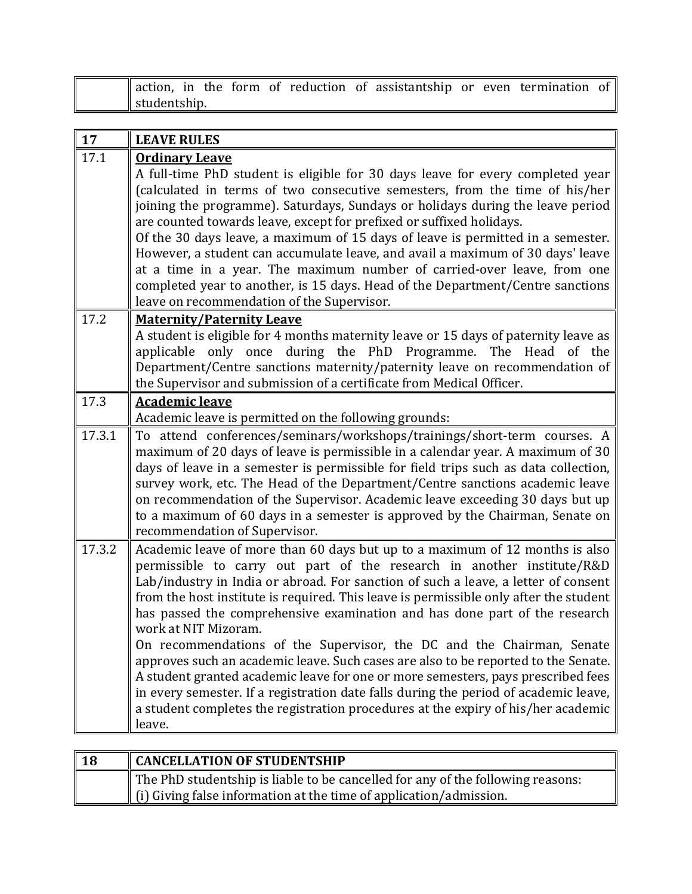| | |
|---|---|
| | action, in the form of reduction of assistantship or even termination of studentship. |

| | |
|---|---|
| **17** | **LEAVE RULES** |
| 17.1 | **Ordinary Leave**<br>A full-time PhD student is eligible for 30 days leave for every completed year (calculated in terms of two consecutive semesters, from the time of his/her joining the programme). Saturdays, Sundays or holidays during the leave period are counted towards leave, except for prefixed or suffixed holidays.<br>Of the 30 days leave, a maximum of 15 days of leave is permitted in a semester. However, a student can accumulate leave, and avail a maximum of 30 days' leave at a time in a year. The maximum number of carried-over leave, from one completed year to another, is 15 days. Head of the Department/Centre sanctions leave on recommendation of the Supervisor. |
| 17.2 | **Maternity/Paternity Leave**<br>A student is eligible for 4 months maternity leave or 15 days of paternity leave as applicable only once during the PhD Programme. The Head of the Department/Centre sanctions maternity/paternity leave on recommendation of the Supervisor and submission of a certificate from Medical Officer. |
| 17.3 | **Academic leave**<br>Academic leave is permitted on the following grounds: |
| 17.3.1 | To attend conferences/seminars/workshops/trainings/short-term courses. A maximum of 20 days of leave is permissible in a calendar year. A maximum of 30 days of leave in a semester is permissible for field trips such as data collection, survey work, etc. The Head of the Department/Centre sanctions academic leave on recommendation of the Supervisor. Academic leave exceeding 30 days but up to a maximum of 60 days in a semester is approved by the Chairman, Senate on recommendation of Supervisor. |
| 17.3.2 | Academic leave of more than 60 days but up to a maximum of 12 months is also permissible to carry out part of the research in another institute/R&D Lab/industry in India or abroad. For sanction of such a leave, a letter of consent from the host institute is required. This leave is permissible only after the student has passed the comprehensive examination and has done part of the research work at NIT Mizoram.<br>On recommendations of the Supervisor, the DC and the Chairman, Senate approves such an academic leave. Such cases are also to be reported to the Senate. A student granted academic leave for one or more semesters, pays prescribed fees in every semester. If a registration date falls during the period of academic leave, a student completes the registration procedures at the expiry of his/her academic leave. |

| | |
|---|---|
| **18** | **CANCELLATION OF STUDENTSHIP** |
| | The PhD studentship is liable to be cancelled for any of the following reasons:<br>(i) Giving false information at the time of application/admission. |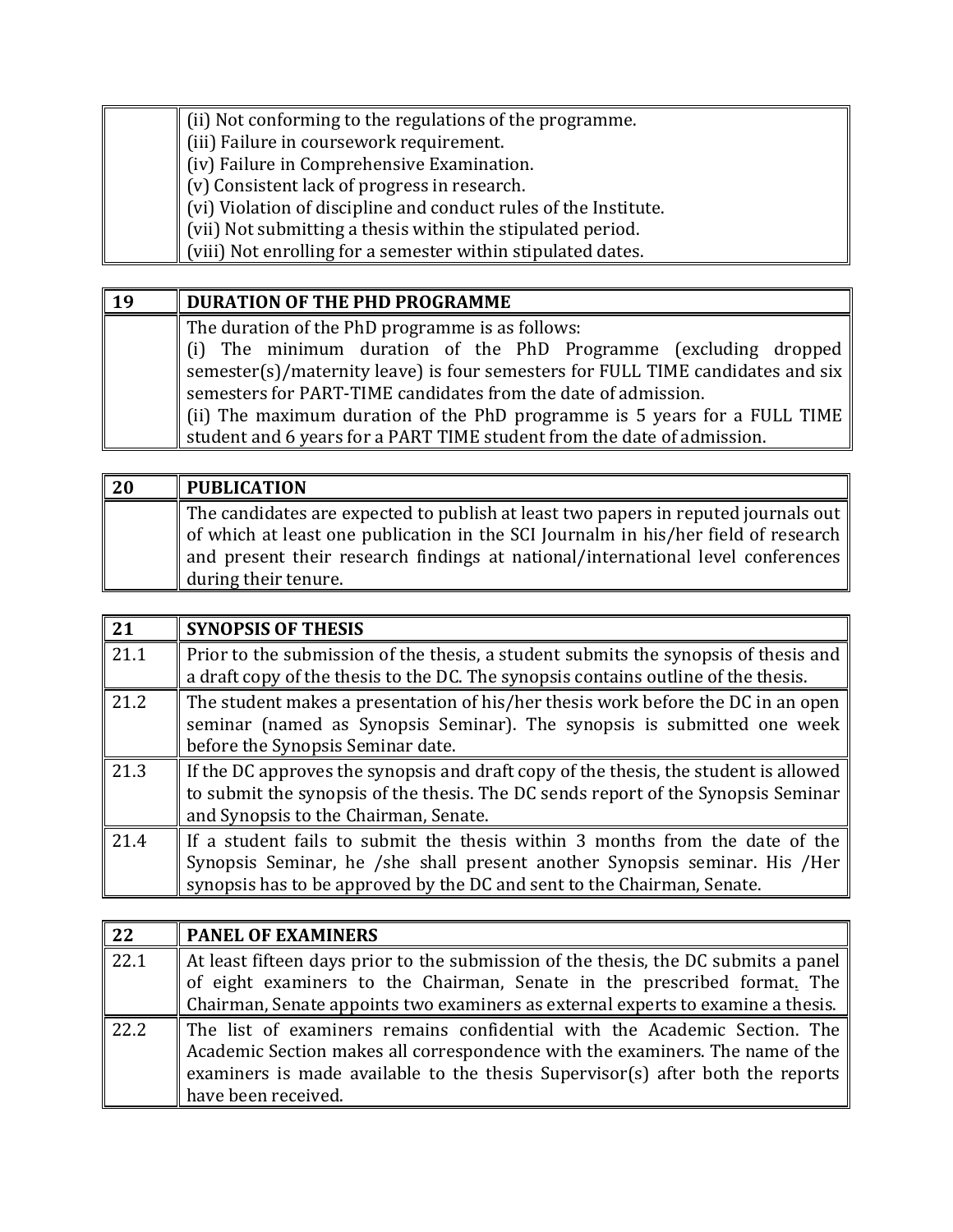| | |
|---|---|
| | (ii) Not conforming to the regulations of the programme.<br>(iii) Failure in coursework requirement.<br>(iv) Failure in Comprehensive Examination.<br>(v) Consistent lack of progress in research.<br>(vi) Violation of discipline and conduct rules of the Institute.<br>(vii) Not submitting a thesis within the stipulated period.<br>(viii) Not enrolling for a semester within stipulated dates. |

| 19 | DURATION OF THE PHD PROGRAMME |
|---|---|
| | The duration of the PhD programme is as follows:<br>(i) The minimum duration of the PhD Programme (excluding dropped semester(s)/maternity leave) is four semesters for FULL TIME candidates and six semesters for PART-TIME candidates from the date of admission.<br>(ii) The maximum duration of the PhD programme is 5 years for a FULL TIME student and 6 years for a PART TIME student from the date of admission. |

| 20 | PUBLICATION |
|---|---|
| | The candidates are expected to publish at least two papers in reputed journals out of which at least one publication in the SCI Journalm in his/her field of research and present their research findings at national/international level conferences during their tenure. |

| 21 | SYNOPSIS OF THESIS |
|---|---|
| 21.1 | Prior to the submission of the thesis, a student submits the synopsis of thesis and a draft copy of the thesis to the DC. The synopsis contains outline of the thesis. |
| 21.2 | The student makes a presentation of his/her thesis work before the DC in an open seminar (named as Synopsis Seminar). The synopsis is submitted one week before the Synopsis Seminar date. |
| 21.3 | If the DC approves the synopsis and draft copy of the thesis, the student is allowed to submit the synopsis of the thesis. The DC sends report of the Synopsis Seminar and Synopsis to the Chairman, Senate. |
| 21.4 | If a student fails to submit the thesis within 3 months from the date of the Synopsis Seminar, he /she shall present another Synopsis seminar. His /Her synopsis has to be approved by the DC and sent to the Chairman, Senate. |

| 22 | PANEL OF EXAMINERS |
|---|---|
| 22.1 | At least fifteen days prior to the submission of the thesis, the DC submits a panel of eight examiners to the Chairman, Senate in the prescribed format. The Chairman, Senate appoints two examiners as external experts to examine a thesis. |
| 22.2 | The list of examiners remains confidential with the Academic Section. The Academic Section makes all correspondence with the examiners. The name of the examiners is made available to the thesis Supervisor(s) after both the reports have been received. |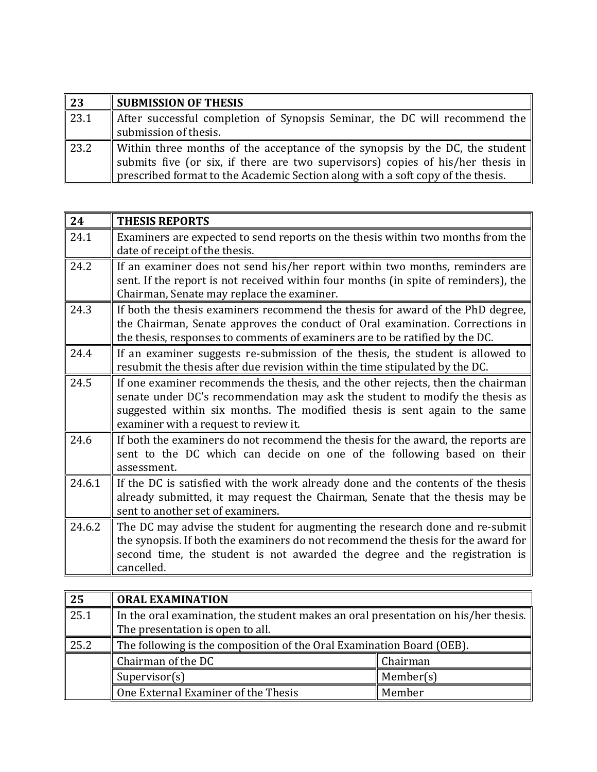| 23 | SUBMISSION OF THESIS |
|---|---|
| 23.1 | After successful completion of Synopsis Seminar, the DC will recommend the submission of thesis. |
| 23.2 | Within three months of the acceptance of the synopsis by the DC, the student submits five (or six, if there are two supervisors) copies of his/her thesis in prescribed format to the Academic Section along with a soft copy of the thesis. |

| 24 | THESIS REPORTS |
|---|---|
| 24.1 | Examiners are expected to send reports on the thesis within two months from the date of receipt of the thesis. |
| 24.2 | If an examiner does not send his/her report within two months, reminders are sent. If the report is not received within four months (in spite of reminders), the Chairman, Senate may replace the examiner. |
| 24.3 | If both the thesis examiners recommend the thesis for award of the PhD degree, the Chairman, Senate approves the conduct of Oral examination. Corrections in the thesis, responses to comments of examiners are to be ratified by the DC. |
| 24.4 | If an examiner suggests re-submission of the thesis, the student is allowed to resubmit the thesis after due revision within the time stipulated by the DC. |
| 24.5 | If one examiner recommends the thesis, and the other rejects, then the chairman senate under DC's recommendation may ask the student to modify the thesis as suggested within six months. The modified thesis is sent again to the same examiner with a request to review it. |
| 24.6 | If both the examiners do not recommend the thesis for the award, the reports are sent to the DC which can decide on one of the following based on their assessment. |
| 24.6.1 | If the DC is satisfied with the work already done and the contents of the thesis already submitted, it may request the Chairman, Senate that the thesis may be sent to another set of examiners. |
| 24.6.2 | The DC may advise the student for augmenting the research done and re-submit the synopsis. If both the examiners do not recommend the thesis for the award for second time, the student is not awarded the degree and the registration is cancelled. |

| 25 | ORAL EXAMINATION | |
|---|---|---|
| 25.1 | In the oral examination, the student makes an oral presentation on his/her thesis. The presentation is open to all. | |
| 25.2 | The following is the composition of the Oral Examination Board (OEB). | |
| | Chairman of the DC | Chairman |
| | Supervisor(s) | Member(s) |
| | One External Examiner of the Thesis | Member |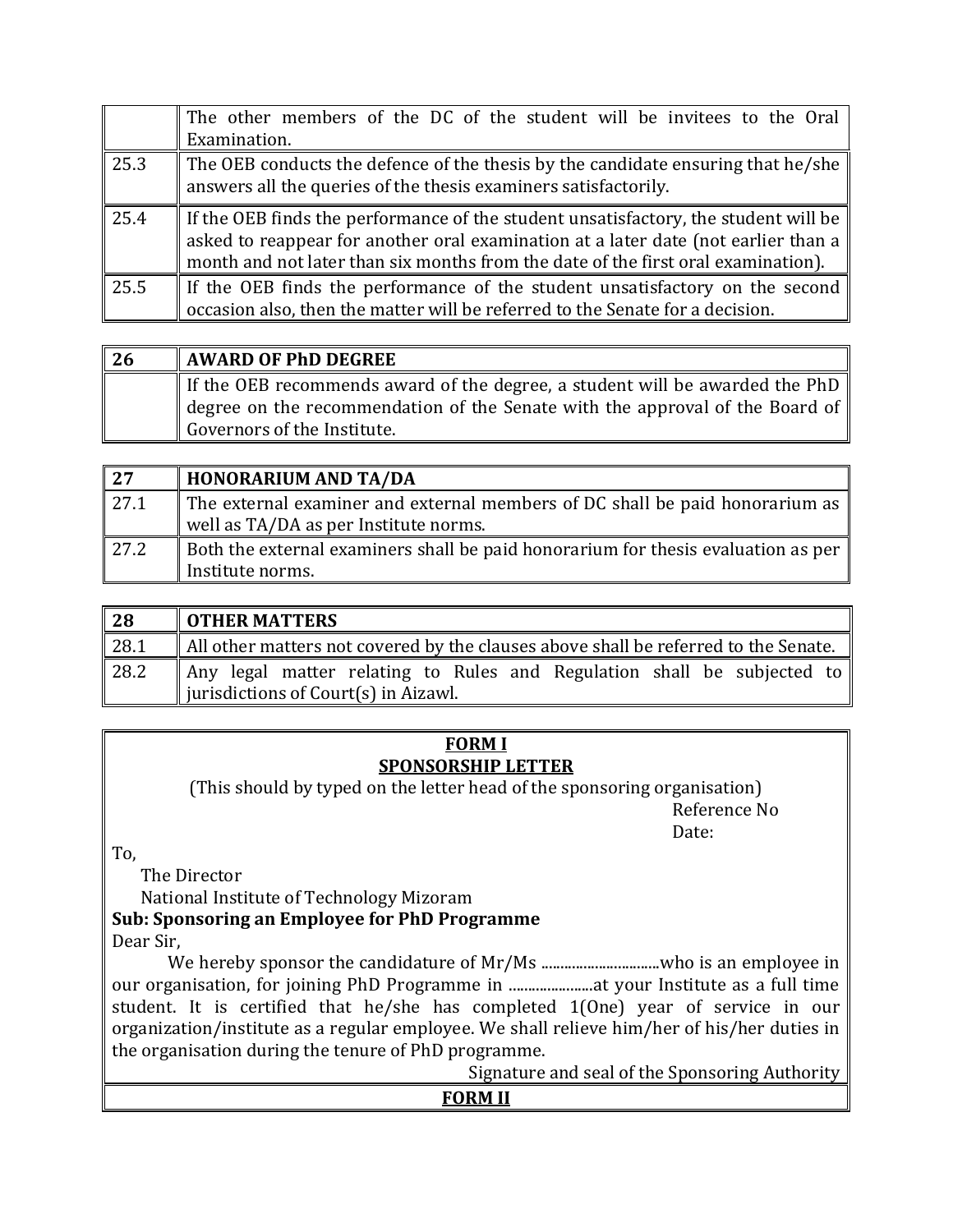| | |
|---|---|
| | The other members of the DC of the student will be invitees to the Oral Examination. |
| 25.3 | The OEB conducts the defence of the thesis by the candidate ensuring that he/she answers all the queries of the thesis examiners satisfactorily. |
| 25.4 | If the OEB finds the performance of the student unsatisfactory, the student will be asked to reappear for another oral examination at a later date (not earlier than a month and not later than six months from the date of the first oral examination). |
| 25.5 | If the OEB finds the performance of the student unsatisfactory on the second occasion also, then the matter will be referred to the Senate for a decision. |

| **26** | **AWARD OF PhD DEGREE** |
|---|---|
| | If the OEB recommends award of the degree, a student will be awarded the PhD degree on the recommendation of the Senate with the approval of the Board of Governors of the Institute. |

| **27** | **HONORARIUM AND TA/DA** |
|---|---|
| 27.1 | The external examiner and external members of DC shall be paid honorarium as well as TA/DA as per Institute norms. |
| 27.2 | Both the external examiners shall be paid honorarium for thesis evaluation as per Institute norms. |

| **28** | **OTHER MATTERS** |
|---|---|
| 28.1 | All other matters not covered by the clauses above shall be referred to the Senate. |
| 28.2 | Any legal matter relating to Rules and Regulation shall be subjected to jurisdictions of Court(s) in Aizawl. |

**FORM I**

**SPONSORSHIP LETTER**

(This should by typed on the letter head of the sponsoring organisation)

Reference No

Date:

To,

The Director

National Institute of Technology Mizoram

**Sub: Sponsoring an Employee for PhD Programme**

Dear Sir,

We hereby sponsor the candidature of Mr/Ms ..............................who is an employee in our organisation, for joining PhD Programme in ......................at your Institute as a full time student. It is certified that he/she has completed 1(One) year of service in our organization/institute as a regular employee. We shall relieve him/her of his/her duties in the organisation during the tenure of PhD programme.

Signature and seal of the Sponsoring Authority

**FORM II**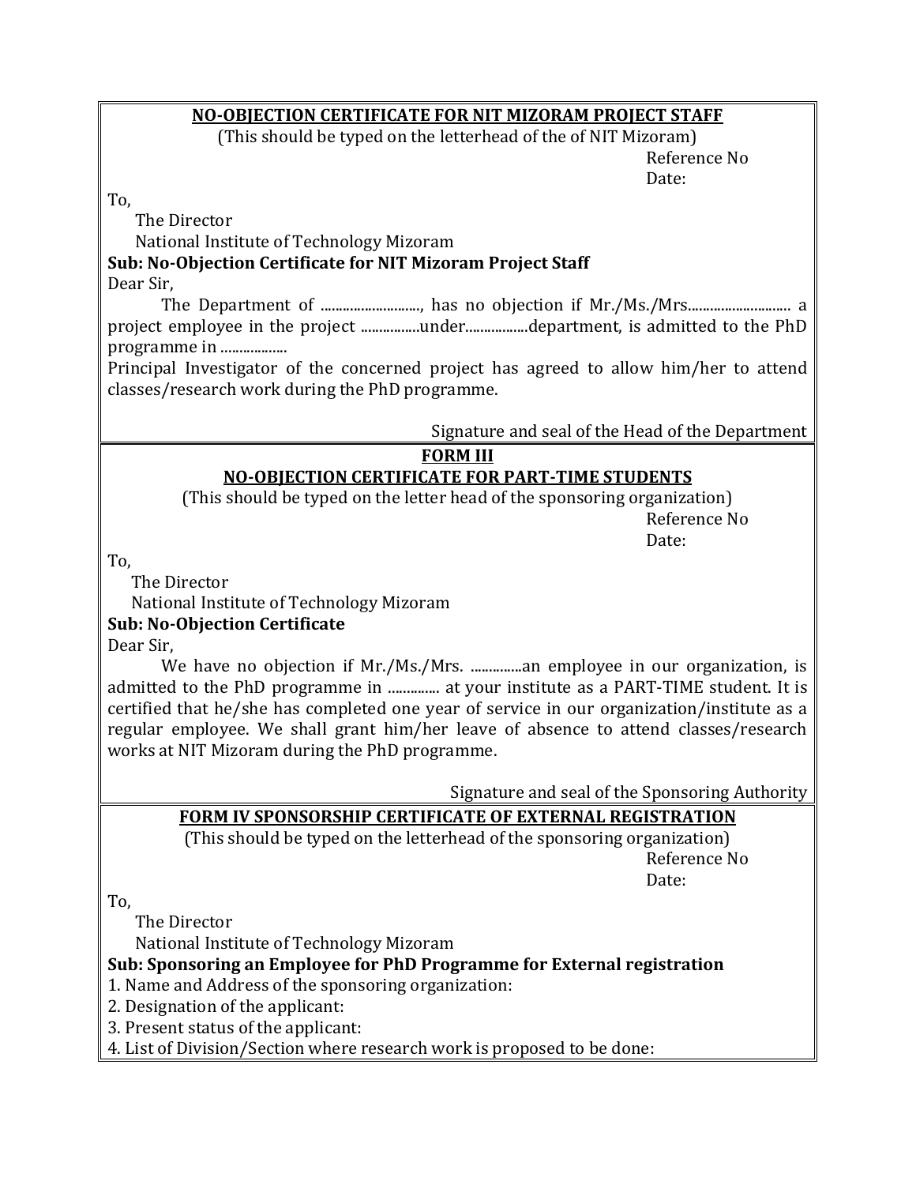## NO-OBJECTION CERTIFICATE FOR NIT MIZORAM PROJECT STAFF

(This should be typed on the letterhead of the of NIT Mizoram)

Reference No

Date:

To,

The Director

National Institute of Technology Mizoram

**Sub: No-Objection Certificate for NIT Mizoram Project Staff**

Dear Sir,

The Department of ..........................., has no objection if Mr./Ms./Mrs........................... a project employee in the project ................under.................department, is admitted to the PhD programme in ..................

Principal Investigator of the concerned project has agreed to allow him/her to attend classes/research work during the PhD programme.

Signature and seal of the Head of the Department

## FORM III

## NO-OBJECTION CERTIFICATE FOR PART-TIME STUDENTS

(This should be typed on the letter head of the sponsoring organization)

Reference No

Date:

To,

The Director

National Institute of Technology Mizoram

**Sub: No-Objection Certificate**

Dear Sir,

We have no objection if Mr./Ms./Mrs. ..............an employee in our organization, is admitted to the PhD programme in .............. at your institute as a PART-TIME student. It is certified that he/she has completed one year of service in our organization/institute as a regular employee. We shall grant him/her leave of absence to attend classes/research works at NIT Mizoram during the PhD programme.

Signature and seal of the Sponsoring Authority

## FORM IV SPONSORSHIP CERTIFICATE OF EXTERNAL REGISTRATION

(This should be typed on the letterhead of the sponsoring organization)

Reference No

Date:

To,

The Director

National Institute of Technology Mizoram

**Sub: Sponsoring an Employee for PhD Programme for External registration**

1. Name and Address of the sponsoring organization:
2. Designation of the applicant:
3. Present status of the applicant:
4. List of Division/Section where research work is proposed to be done: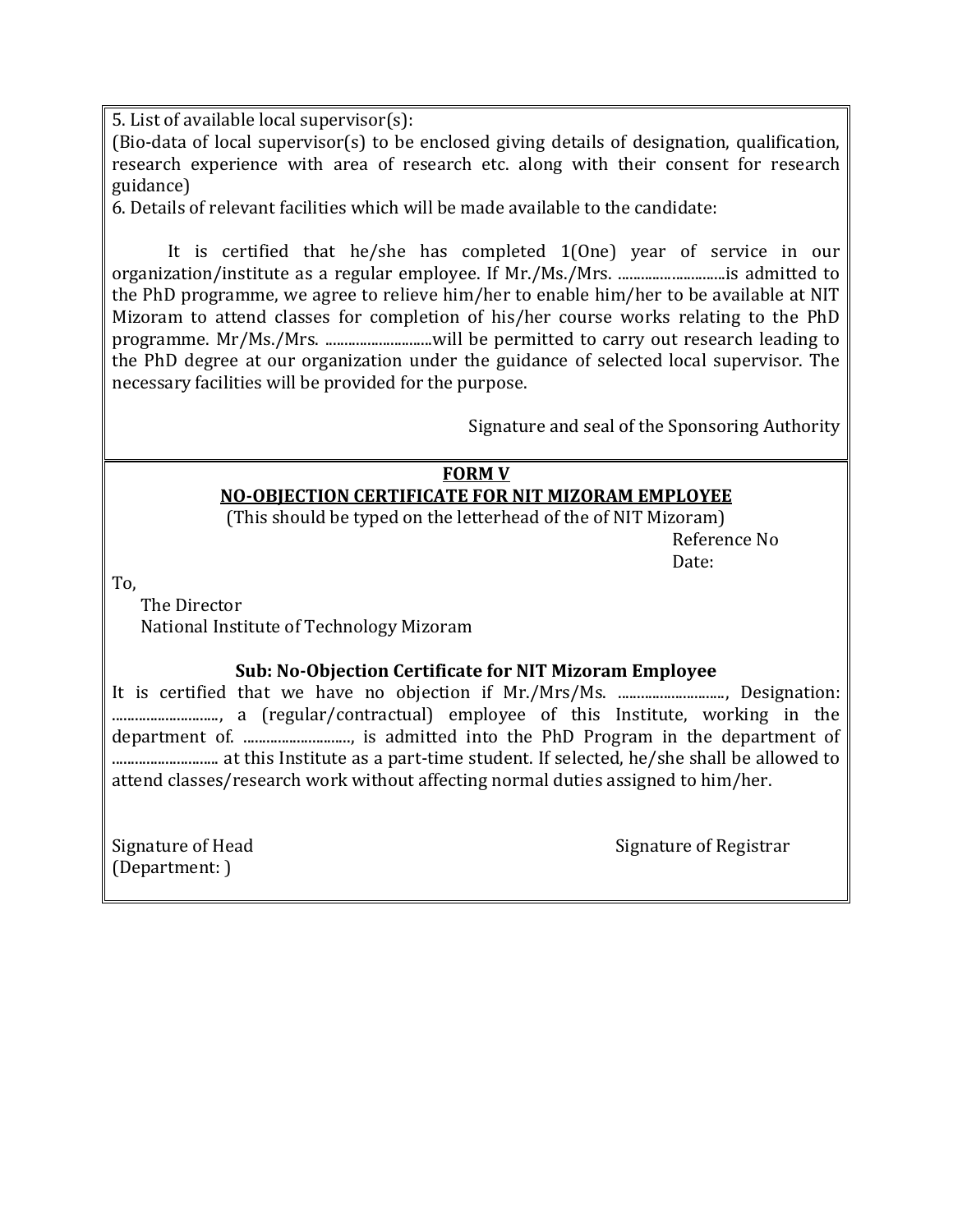5. List of available local supervisor(s):
(Bio-data of local supervisor(s) to be enclosed giving details of designation, qualification, research experience with area of research etc. along with their consent for research guidance)
6. Details of relevant facilities which will be made available to the candidate:

It is certified that he/she has completed 1(One) year of service in our organization/institute as a regular employee. If Mr./Ms./Mrs. ............................is admitted to the PhD programme, we agree to relieve him/her to enable him/her to be available at NIT Mizoram to attend classes for completion of his/her course works relating to the PhD programme. Mr/Ms./Mrs. ............................will be permitted to carry out research leading to the PhD degree at our organization under the guidance of selected local supervisor. The necessary facilities will be provided for the purpose.

Signature and seal of the Sponsoring Authority

**FORM V**

**NO-OBJECTION CERTIFICATE FOR NIT MIZORAM EMPLOYEE**

(This should be typed on the letterhead of the of NIT Mizoram)

Reference No
Date:

To,
The Director
National Institute of Technology Mizoram

**Sub: No-Objection Certificate for NIT Mizoram Employee**

It is certified that we have no objection if Mr./Mrs/Ms. ............................, Designation: ............................, a (regular/contractual) employee of this Institute, working in the department of. ............................, is admitted into the PhD Program in the department of ............................ at this Institute as a part-time student. If selected, he/she shall be allowed to attend classes/research work without affecting normal duties assigned to him/her.

Signature of Head
(Department: )

Signature of Registrar